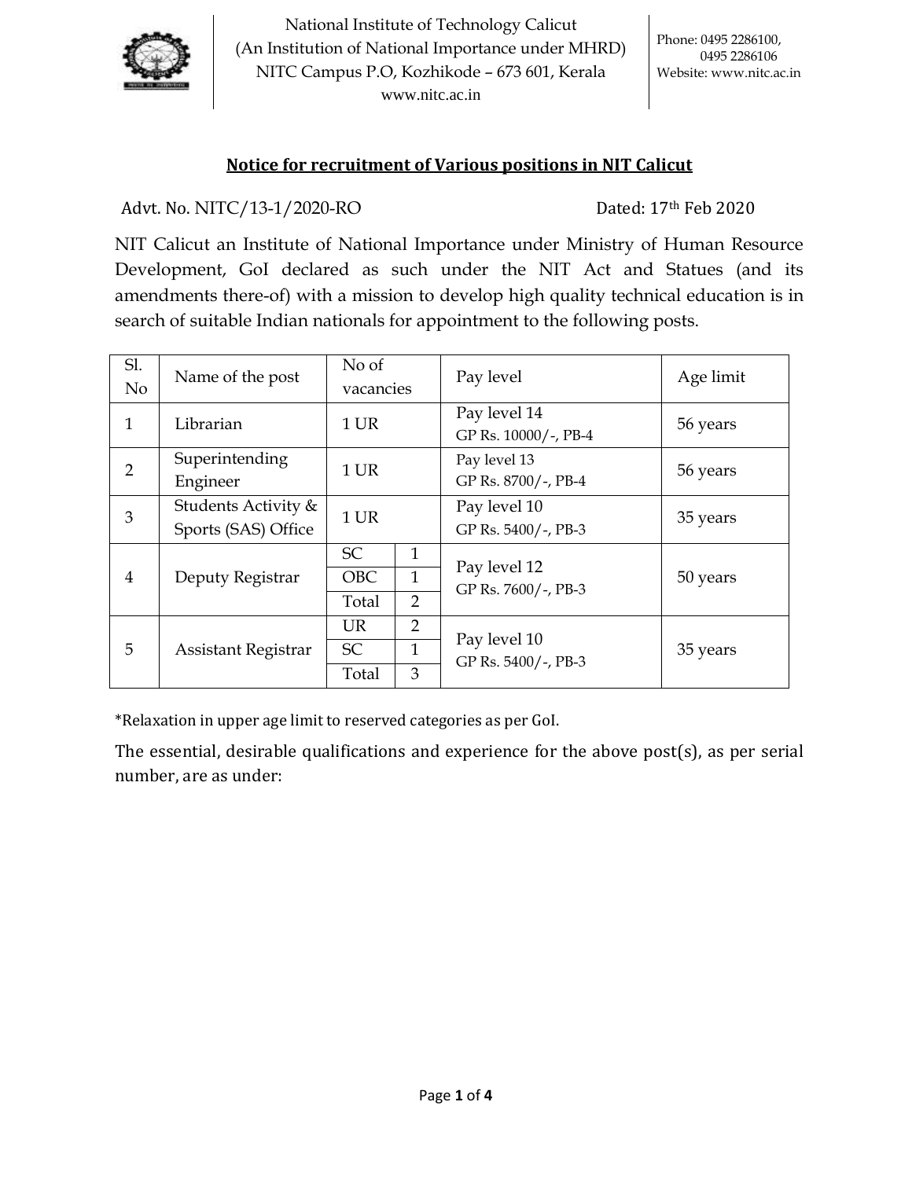National Institute of Technology Calicut
(An Institution of National Importance under MHRD)
NITC Campus P.O, Kozhikode – 673 601, Kerala
www.nitc.ac.in

Phone: 0495 2286100, 0495 2286106
Website: www.nitc.ac.in

## Notice for recruitment of Various positions in NIT Calicut

Advt. No. NITC/13-1/2020-RO    Dated: 17th Feb 2020

NIT Calicut an Institute of National Importance under Ministry of Human Resource Development, GoI declared as such under the NIT Act and Statues (and its amendments there-of) with a mission to develop high quality technical education is in search of suitable Indian nationals for appointment to the following posts.

| Sl. No | Name of the post | No of vacancies | | Pay level | Age limit |
|---|---|---|---|---|---|
| 1 | Librarian | 1 UR | | Pay level 14 GP Rs. 10000/-, PB-4 | 56 years |
| 2 | Superintending Engineer | 1 UR | | Pay level 13 GP Rs. 8700/-, PB-4 | 56 years |
| 3 | Students Activity & Sports (SAS) Office | 1 UR | | Pay level 10 GP Rs. 5400/-, PB-3 | 35 years |
| 4 | Deputy Registrar | SC | 1 | Pay level 12 GP Rs. 7600/-, PB-3 | 50 years |
| | | OBC | 1 | | |
| | | Total | 2 | | |
| 5 | Assistant Registrar | UR | 2 | Pay level 10 GP Rs. 5400/-, PB-3 | 35 years |
| | | SC | 1 | | |
| | | Total | 3 | | |

*Relaxation in upper age limit to reserved categories as per GoI.

The essential, desirable qualifications and experience for the above post(s), as per serial number, are as under: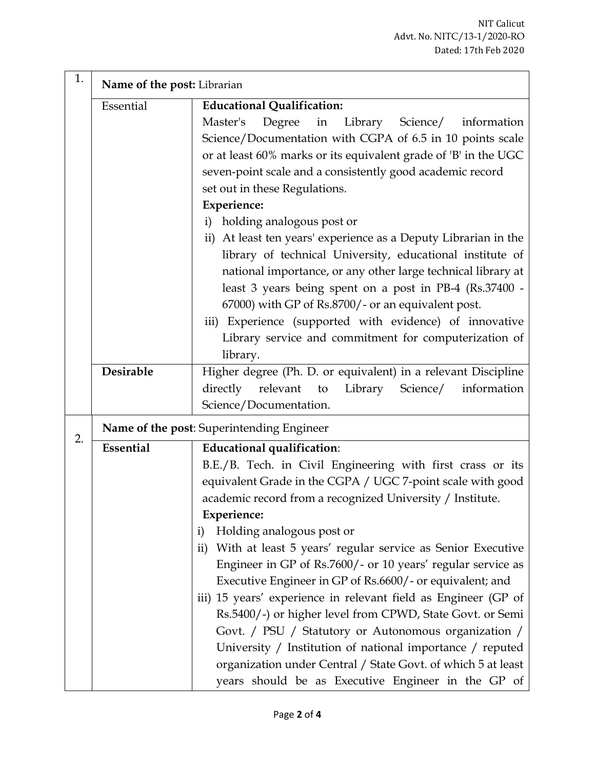| | | |
|---|---|---|
| 1. | **Name of the post:** Librarian | |
| | Essential | **Educational Qualification:**<br>Master's Degree in Library Science/ information Science/Documentation with CGPA of 6.5 in 10 points scale or at least 60% marks or its equivalent grade of 'B' in the UGC seven-point scale and a consistently good academic record set out in these Regulations.<br>**Experience:**<br>i) holding analogous post or<br>ii) At least ten years' experience as a Deputy Librarian in the library of technical University, educational institute of national importance, or any other large technical library at least 3 years being spent on a post in PB-4 (Rs.37400 - 67000) with GP of Rs.8700/- or an equivalent post.<br>iii) Experience (supported with evidence) of innovative Library service and commitment for computerization of library. |
| | **Desirable** | Higher degree (Ph. D. or equivalent) in a relevant Discipline directly relevant to Library Science/ information Science/Documentation. |
| 2. | **Name of the post**: Superintending Engineer | |
| | **Essential** | **Educational qualification**:<br>B.E./B. Tech. in Civil Engineering with first crass or its equivalent Grade in the CGPA / UGC 7-point scale with good academic record from a recognized University / Institute.<br>**Experience:**<br>i) Holding analogous post or<br>ii) With at least 5 years' regular service as Senior Executive Engineer in GP of Rs.7600/- or 10 years' regular service as Executive Engineer in GP of Rs.6600/- or equivalent; and<br>iii) 15 years' experience in relevant field as Engineer (GP of Rs.5400/-) or higher level from CPWD, State Govt. or Semi Govt. / PSU / Statutory or Autonomous organization / University / Institution of national importance / reputed organization under Central / State Govt. of which 5 at least years should be as Executive Engineer in the GP of |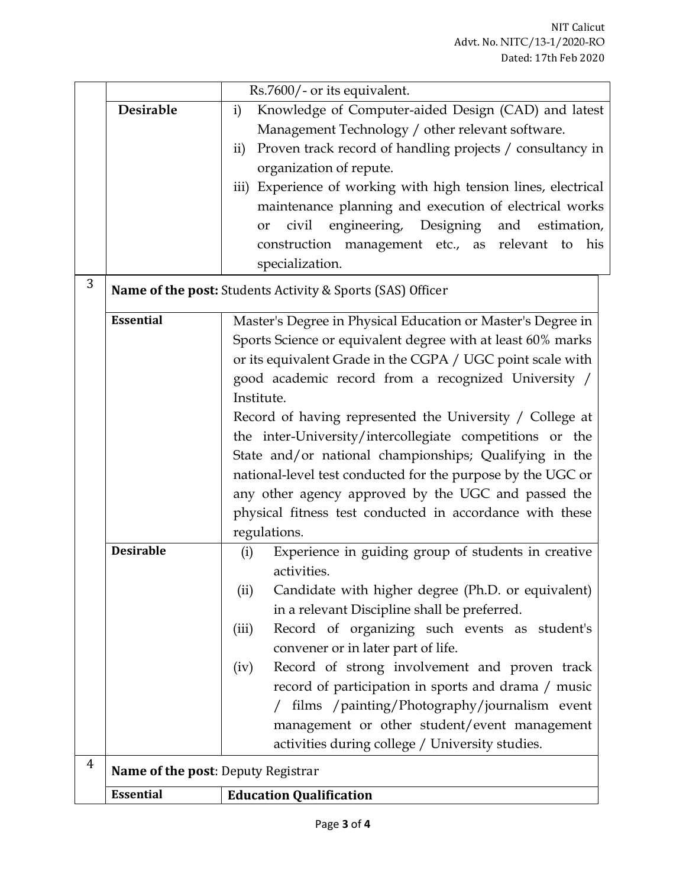| | | |
|---|---|---|
| | | Rs.7600/- or its equivalent. |
| | **Desirable** | i) Knowledge of Computer-aided Design (CAD) and latest Management Technology / other relevant software.<br>ii) Proven track record of handling projects / consultancy in organization of repute.<br>iii) Experience of working with high tension lines, electrical maintenance planning and execution of electrical works or civil engineering, Designing and estimation, construction management etc., as relevant to his specialization. |
| 3 | **Name of the post:** Students Activity & Sports (SAS) Officer | |
| | **Essential** | Master's Degree in Physical Education or Master's Degree in Sports Science or equivalent degree with at least 60% marks or its equivalent Grade in the CGPA / UGC point scale with good academic record from a recognized University / Institute.<br>Record of having represented the University / College at the inter-University/intercollegiate competitions or the State and/or national championships; Qualifying in the national-level test conducted for the purpose by the UGC or any other agency approved by the UGC and passed the physical fitness test conducted in accordance with these regulations. |
| | **Desirable** | (i) Experience in guiding group of students in creative activities.<br>(ii) Candidate with higher degree (Ph.D. or equivalent) in a relevant Discipline shall be preferred.<br>(iii) Record of organizing such events as student's convener or in later part of life.<br>(iv) Record of strong involvement and proven track record of participation in sports and drama / music / films /painting/Photography/journalism event management or other student/event management activities during college / University studies. |
| 4 | **Name of the post**: Deputy Registrar | |
| | **Essential** | **Education Qualification** |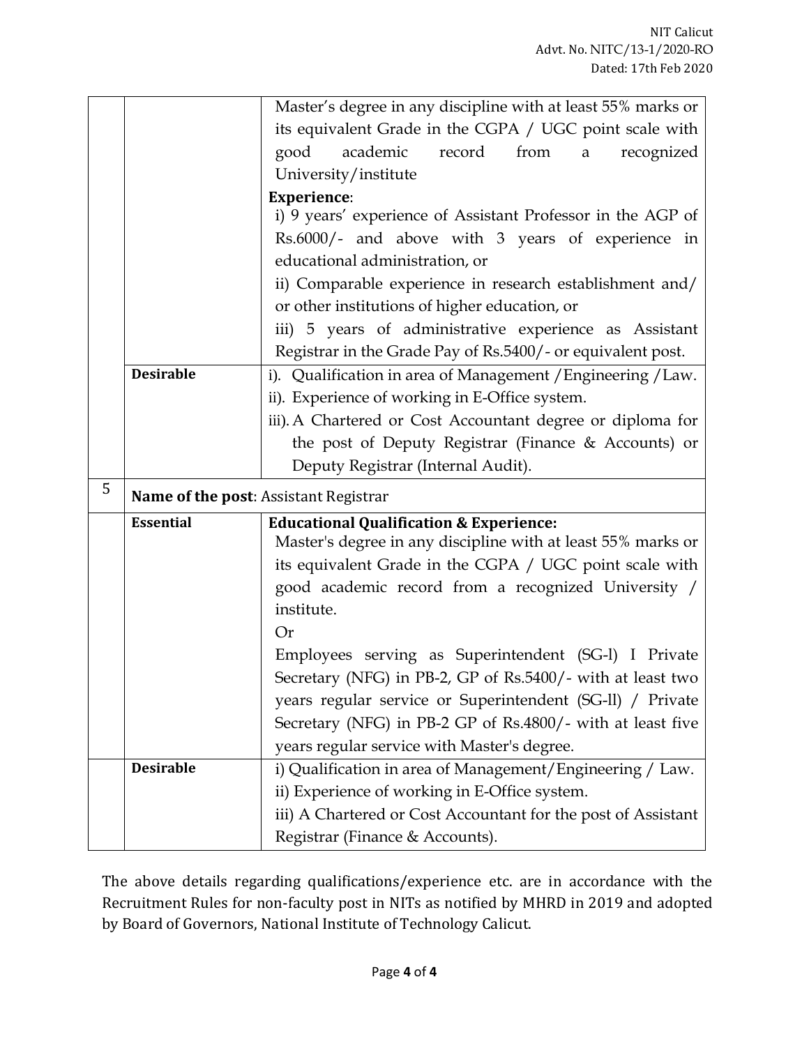| | | |
|---|---|---|
| | | Master's degree in any discipline with at least 55% marks or its equivalent Grade in the CGPA / UGC point scale with good academic record from a recognized University/institute<br>**Experience**:<br>i) 9 years' experience of Assistant Professor in the AGP of Rs.6000/- and above with 3 years of experience in educational administration, or<br>ii) Comparable experience in research establishment and/ or other institutions of higher education, or<br>iii) 5 years of administrative experience as Assistant Registrar in the Grade Pay of Rs.5400/- or equivalent post. |
| | **Desirable** | i). Qualification in area of Management /Engineering /Law.<br>ii). Experience of working in E-Office system.<br>iii). A Chartered or Cost Accountant degree or diploma for the post of Deputy Registrar (Finance & Accounts) or Deputy Registrar (Internal Audit). |
| 5 | **Name of the post**: Assistant Registrar | |
| | **Essential** | **Educational Qualification & Experience:**<br>Master's degree in any discipline with at least 55% marks or its equivalent Grade in the CGPA / UGC point scale with good academic record from a recognized University / institute.<br>Or<br>Employees serving as Superintendent (SG-l) I Private Secretary (NFG) in PB-2, GP of Rs.5400/- with at least two years regular service or Superintendent (SG-ll) / Private Secretary (NFG) in PB-2 GP of Rs.4800/- with at least five years regular service with Master's degree. |
| | **Desirable** | i) Qualification in area of Management/Engineering / Law.<br>ii) Experience of working in E-Office system.<br>iii) A Chartered or Cost Accountant for the post of Assistant Registrar (Finance & Accounts). |

The above details regarding qualifications/experience etc. are in accordance with the Recruitment Rules for non-faculty post in NITs as notified by MHRD in 2019 and adopted by Board of Governors, National Institute of Technology Calicut.